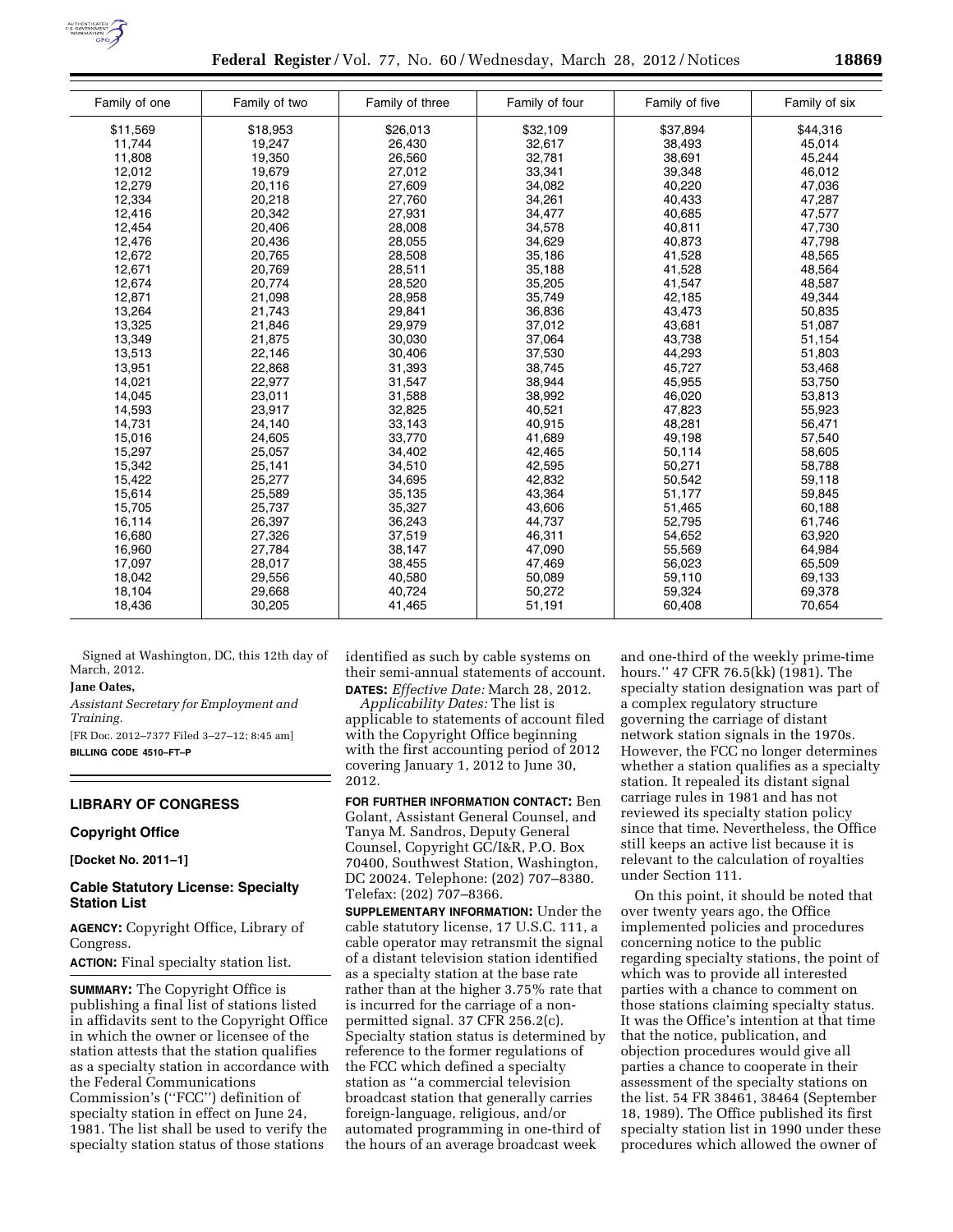| Family of one | Family of two | Family of three | Family of four | Family of five | Family of six |
|---|---|---|---|---|---|
| $11,569 | $18,953 | $26,013 | $32,109 | $37,894 | $44,316 |
| 11,744 | 19,247 | 26,430 | 32,617 | 38,493 | 45,014 |
| 11,808 | 19,350 | 26,560 | 32,781 | 38,691 | 45,244 |
| 12,012 | 19,679 | 27,012 | 33,341 | 39,348 | 46,012 |
| 12,279 | 20,116 | 27,609 | 34,082 | 40,220 | 47,036 |
| 12,334 | 20,218 | 27,760 | 34,261 | 40,433 | 47,287 |
| 12,416 | 20,342 | 27,931 | 34,477 | 40,685 | 47,577 |
| 12,454 | 20,406 | 28,008 | 34,578 | 40,811 | 47,730 |
| 12,476 | 20,436 | 28,055 | 34,629 | 40,873 | 47,798 |
| 12,672 | 20,765 | 28,508 | 35,186 | 41,528 | 48,565 |
| 12,671 | 20,769 | 28,511 | 35,188 | 41,528 | 48,564 |
| 12,674 | 20,774 | 28,520 | 35,205 | 41,547 | 48,587 |
| 12,871 | 21,098 | 28,958 | 35,749 | 42,185 | 49,344 |
| 13,264 | 21,743 | 29,841 | 36,836 | 43,473 | 50,835 |
| 13,325 | 21,846 | 29,979 | 37,012 | 43,681 | 51,087 |
| 13,349 | 21,875 | 30,030 | 37,064 | 43,738 | 51,154 |
| 13,513 | 22,146 | 30,406 | 37,530 | 44,293 | 51,803 |
| 13,951 | 22,868 | 31,393 | 38,745 | 45,727 | 53,468 |
| 14,021 | 22,977 | 31,547 | 38,944 | 45,955 | 53,750 |
| 14,045 | 23,011 | 31,588 | 38,992 | 46,020 | 53,813 |
| 14,593 | 23,917 | 32,825 | 40,521 | 47,823 | 55,923 |
| 14,731 | 24,140 | 33,143 | 40,915 | 48,281 | 56,471 |
| 15,016 | 24,605 | 33,770 | 41,689 | 49,198 | 57,540 |
| 15,297 | 25,057 | 34,402 | 42,465 | 50,114 | 58,605 |
| 15,342 | 25,141 | 34,510 | 42,595 | 50,271 | 58,788 |
| 15,422 | 25,277 | 34,695 | 42,832 | 50,542 | 59,118 |
| 15,614 | 25,589 | 35,135 | 43,364 | 51,177 | 59,845 |
| 15,705 | 25,737 | 35,327 | 43,606 | 51,465 | 60,188 |
| 16,114 | 26,397 | 36,243 | 44,737 | 52,795 | 61,746 |
| 16,680 | 27,326 | 37,519 | 46,311 | 54,652 | 63,920 |
| 16,960 | 27,784 | 38,147 | 47,090 | 55,569 | 64,984 |
| 17,097 | 28,017 | 38,455 | 47,469 | 56,023 | 65,509 |
| 18,042 | 29,556 | 40,580 | 50,089 | 59,110 | 69,133 |
| 18,104 | 29,668 | 40,724 | 50,272 | 59,324 | 69,378 |
| 18,436 | 30,205 | 41,465 | 51,191 | 60,408 | 70,654 |

Signed at Washington, DC, this 12th day of March, 2012.

**Jane Oates,**

*Assistant Secretary for Employment and Training.*

[FR Doc. 2012–7377 Filed 3–27–12; 8:45 am]

**BILLING CODE 4510–FT–P**

## LIBRARY OF CONGRESS

### Copyright Office

**[Docket No. 2011–1]**

### Cable Statutory License: Specialty Station List

**AGENCY:** Copyright Office, Library of Congress.

**ACTION:** Final specialty station list.

**SUMMARY:** The Copyright Office is publishing a final list of stations listed in affidavits sent to the Copyright Office in which the owner or licensee of the station attests that the station qualifies as a specialty station in accordance with the Federal Communications Commission's (''FCC'') definition of specialty station in effect on June 24, 1981. The list shall be used to verify the specialty station status of those stations identified as such by cable systems on their semi-annual statements of account.

**DATES:** *Effective Date:* March 28, 2012.

*Applicability Dates:* The list is applicable to statements of account filed with the Copyright Office beginning with the first accounting period of 2012 covering January 1, 2012 to June 30, 2012.

**FOR FURTHER INFORMATION CONTACT:** Ben Golant, Assistant General Counsel, and Tanya M. Sandros, Deputy General Counsel, Copyright GC/I&R, P.O. Box 70400, Southwest Station, Washington, DC 20024. Telephone: (202) 707–8380. Telefax: (202) 707–8366.

**SUPPLEMENTARY INFORMATION:** Under the cable statutory license, 17 U.S.C. 111, a cable operator may retransmit the signal of a distant television station identified as a specialty station at the base rate rather than at the higher 3.75% rate that is incurred for the carriage of a non-permitted signal. 37 CFR 256.2(c). Specialty station status is determined by reference to the former regulations of the FCC which defined a specialty station as ''a commercial television broadcast station that generally carries foreign-language, religious, and/or automated programming in one-third of the hours of an average broadcast week and one-third of the weekly prime-time hours.'' 47 CFR 76.5(kk) (1981). The specialty station designation was part of a complex regulatory structure governing the carriage of distant network station signals in the 1970s. However, the FCC no longer determines whether a station qualifies as a specialty station. It repealed its distant signal carriage rules in 1981 and has not reviewed its specialty station policy since that time. Nevertheless, the Office still keeps an active list because it is relevant to the calculation of royalties under Section 111.

On this point, it should be noted that over twenty years ago, the Office implemented policies and procedures concerning notice to the public regarding specialty stations, the point of which was to provide all interested parties with a chance to comment on those stations claiming specialty status. It was the Office's intention at that time that the notice, publication, and objection procedures would give all parties a chance to cooperate in their assessment of the specialty stations on the list. 54 FR 38461, 38464 (September 18, 1989). The Office published its first specialty station list in 1990 under these procedures which allowed the owner of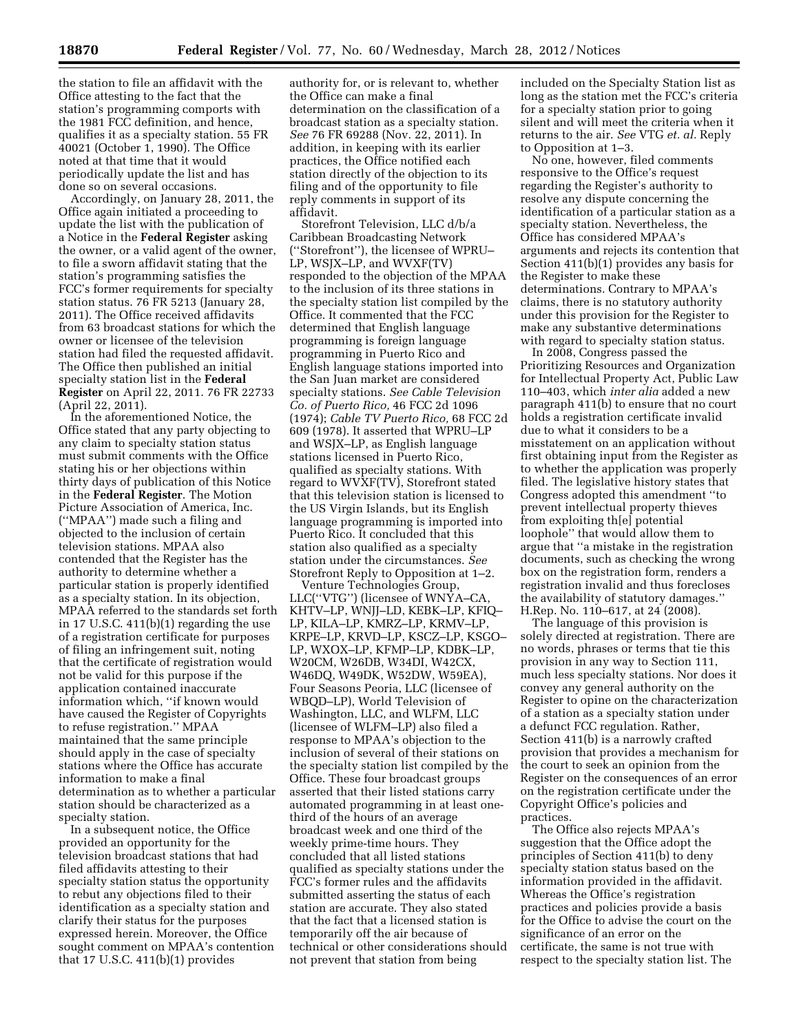the station to file an affidavit with the Office attesting to the fact that the station's programming comports with the 1981 FCC definition, and hence, qualifies it as a specialty station. 55 FR 40021 (October 1, 1990). The Office noted at that time that it would periodically update the list and has done so on several occasions.

Accordingly, on January 28, 2011, the Office again initiated a proceeding to update the list with the publication of a Notice in the **Federal Register** asking the owner, or a valid agent of the owner, to file a sworn affidavit stating that the station's programming satisfies the FCC's former requirements for specialty station status. 76 FR 5213 (January 28, 2011). The Office received affidavits from 63 broadcast stations for which the owner or licensee of the television station had filed the requested affidavit. The Office then published an initial specialty station list in the **Federal Register** on April 22, 2011. 76 FR 22733 (April 22, 2011).

In the aforementioned Notice, the Office stated that any party objecting to any claim to specialty station status must submit comments with the Office stating his or her objections within thirty days of publication of this Notice in the **Federal Register**. The Motion Picture Association of America, Inc. (''MPAA'') made such a filing and objected to the inclusion of certain television stations. MPAA also contended that the Register has the authority to determine whether a particular station is properly identified as a specialty station. In its objection, MPAA referred to the standards set forth in 17 U.S.C. 411(b)(1) regarding the use of a registration certificate for purposes of filing an infringement suit, noting that the certificate of registration would not be valid for this purpose if the application contained inaccurate information which, ''if known would have caused the Register of Copyrights to refuse registration.'' MPAA maintained that the same principle should apply in the case of specialty stations where the Office has accurate information to make a final determination as to whether a particular station should be characterized as a specialty station.

In a subsequent notice, the Office provided an opportunity for the television broadcast stations that had filed affidavits attesting to their specialty station status the opportunity to rebut any objections filed to their identification as a specialty station and clarify their status for the purposes expressed herein. Moreover, the Office sought comment on MPAA's contention that 17 U.S.C. 411(b)(1) provides authority for, or is relevant to, whether the Office can make a final determination on the classification of a broadcast station as a specialty station. *See* 76 FR 69288 (Nov. 22, 2011). In addition, in keeping with its earlier practices, the Office notified each station directly of the objection to its filing and of the opportunity to file reply comments in support of its affidavit.

Storefront Television, LLC d/b/a Caribbean Broadcasting Network (''Storefront''), the licensee of WPRU–LP, WSJX–LP, and WVXF(TV) responded to the objection of the MPAA to the inclusion of its three stations in the specialty station list compiled by the Office. It commented that the FCC determined that English language programming is foreign language programming in Puerto Rico and English language stations imported into the San Juan market are considered specialty stations. *See Cable Television Co. of Puerto Rico,* 46 FCC 2d 1096 (1974); *Cable TV Puerto Rico,* 68 FCC 2d 609 (1978). It asserted that WPRU–LP and WSJX–LP, as English language stations licensed in Puerto Rico, qualified as specialty stations. With regard to WVXF(TV), Storefront stated that this television station is licensed to the US Virgin Islands, but its English language programming is imported into Puerto Rico. It concluded that this station also qualified as a specialty station under the circumstances. *See* Storefront Reply to Opposition at 1–2.

Venture Technologies Group, LLC(''VTG'') (licensee of WNYA–CA, KHTV–LP, WNJJ–LD, KEBK–LP, KFIQ–LP, KILA–LP, KMRZ–LP, KRMV–LP, KRPE–LP, KRVD–LP, KSCZ–LP, KSGO–LP, WXOX–LP, KFMP–LP, KDBK–LP, W20CM, W26DB, W34DI, W42CX, W46DQ, W49DK, W52DW, W59EA), Four Seasons Peoria, LLC (licensee of WBQD–LP), World Television of Washington, LLC, and WLFM, LLC (licensee of WLFM–LP) also filed a response to MPAA's objection to the inclusion of several of their stations on the specialty station list compiled by the Office. These four broadcast groups asserted that their listed stations carry automated programming in at least one-third of the hours of an average broadcast week and one third of the weekly prime-time hours. They concluded that all listed stations qualified as specialty stations under the FCC's former rules and the affidavits submitted asserting the status of each station are accurate. They also stated that the fact that a licensed station is temporarily off the air because of technical or other considerations should not prevent that station from being included on the Specialty Station list as long as the station met the FCC's criteria for a specialty station prior to going silent and will meet the criteria when it returns to the air. *See* VTG *et. al.* Reply to Opposition at 1–3.

No one, however, filed comments responsive to the Office's request regarding the Register's authority to resolve any dispute concerning the identification of a particular station as a specialty station. Nevertheless, the Office has considered MPAA's arguments and rejects its contention that Section 411(b)(1) provides any basis for the Register to make these determinations. Contrary to MPAA's claims, there is no statutory authority under this provision for the Register to make any substantive determinations with regard to specialty station status.

In 2008, Congress passed the Prioritizing Resources and Organization for Intellectual Property Act, Public Law 110–403, which *inter alia* added a new paragraph 411(b) to ensure that no court holds a registration certificate invalid due to what it considers to be a misstatement on an application without first obtaining input from the Register as to whether the application was properly filed. The legislative history states that Congress adopted this amendment ''to prevent intellectual property thieves from exploiting th[e] potential loophole'' that would allow them to argue that ''a mistake in the registration documents, such as checking the wrong box on the registration form, renders a registration invalid and thus forecloses the availability of statutory damages.'' H.Rep. No. 110–617, at 24 (2008).

The language of this provision is solely directed at registration. There are no words, phrases or terms that tie this provision in any way to Section 111, much less specialty stations. Nor does it convey any general authority on the Register to opine on the characterization of a station as a specialty station under a defunct FCC regulation. Rather, Section 411(b) is a narrowly crafted provision that provides a mechanism for the court to seek an opinion from the Register on the consequences of an error on the registration certificate under the Copyright Office's policies and practices.

The Office also rejects MPAA's suggestion that the Office adopt the principles of Section 411(b) to deny specialty station status based on the information provided in the affidavit. Whereas the Office's registration practices and policies provide a basis for the Office to advise the court on the significance of an error on the certificate, the same is not true with respect to the specialty station list. The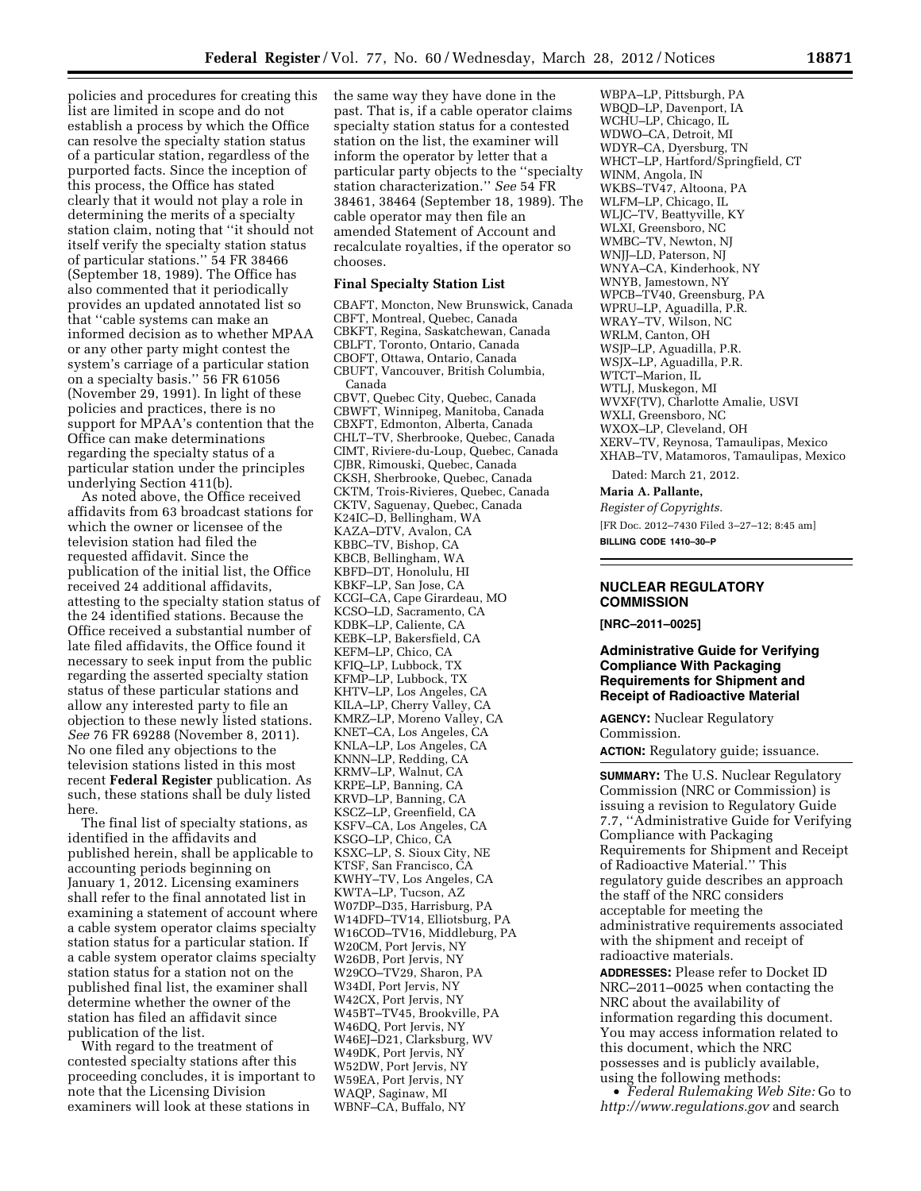policies and procedures for creating this list are limited in scope and do not establish a process by which the Office can resolve the specialty station status of a particular station, regardless of the purported facts. Since the inception of this process, the Office has stated clearly that it would not play a role in determining the merits of a specialty station claim, noting that ''it should not itself verify the specialty station status of particular stations.'' 54 FR 38466 (September 18, 1989). The Office has also commented that it periodically provides an updated annotated list so that ''cable systems can make an informed decision as to whether MPAA or any other party might contest the system's carriage of a particular station on a specialty basis.'' 56 FR 61056 (November 29, 1991). In light of these policies and practices, there is no support for MPAA's contention that the Office can make determinations regarding the specialty status of a particular station under the principles underlying Section 411(b).

As noted above, the Office received affidavits from 63 broadcast stations for which the owner or licensee of the television station had filed the requested affidavit. Since the publication of the initial list, the Office received 24 additional affidavits, attesting to the specialty station status of the 24 identified stations. Because the Office received a substantial number of late filed affidavits, the Office found it necessary to seek input from the public regarding the asserted specialty station status of these particular stations and allow any interested party to file an objection to these newly listed stations. *See* 76 FR 69288 (November 8, 2011). No one filed any objections to the television stations listed in this most recent **Federal Register** publication. As such, these stations shall be duly listed here.

The final list of specialty stations, as identified in the affidavits and published herein, shall be applicable to accounting periods beginning on January 1, 2012. Licensing examiners shall refer to the final annotated list in examining a statement of account where a cable system operator claims specialty station status for a particular station. If a cable system operator claims specialty station status for a station not on the published final list, the examiner shall determine whether the owner of the station has filed an affidavit since publication of the list.

With regard to the treatment of contested specialty stations after this proceeding concludes, it is important to note that the Licensing Division examiners will look at these stations in the same way they have done in the past. That is, if a cable operator claims specialty station status for a contested station on the list, the examiner will inform the operator by letter that a particular party objects to the ''specialty station characterization.'' *See* 54 FR 38461, 38464 (September 18, 1989). The cable operator may then file an amended Statement of Account and recalculate royalties, if the operator so chooses.

### Final Specialty Station List

CBAFT, Moncton, New Brunswick, Canada
CBFT, Montreal, Quebec, Canada
CBKFT, Regina, Saskatchewan, Canada
CBLFT, Toronto, Ontario, Canada
CBOFT, Ottawa, Ontario, Canada
CBUFT, Vancouver, British Columbia, Canada
CBVT, Quebec City, Quebec, Canada
CBWFT, Winnipeg, Manitoba, Canada
CBXFT, Edmonton, Alberta, Canada
CHLT–TV, Sherbrooke, Quebec, Canada
CIMT, Riviere-du-Loup, Quebec, Canada
CJBR, Rimouski, Quebec, Canada
CKSH, Sherbrooke, Quebec, Canada
CKTM, Trois-Rivieres, Quebec, Canada
CKTV, Saguenay, Quebec, Canada
K24IC–D, Bellingham, WA
KAZA–DTV, Avalon, CA
KBBC–TV, Bishop, CA
KBCB, Bellingham, WA
KBFD–DT, Honolulu, HI
KBKF–LP, San Jose, CA
KCGI–CA, Cape Girardeau, MO
KCSO–LD, Sacramento, CA
KDBK–LP, Caliente, CA
KEBK–LP, Bakersfield, CA
KEFM–LP, Chico, CA
KFIQ–LP, Lubbock, TX
KFMP–LP, Lubbock, TX
KHTV–LP, Los Angeles, CA
KILA–LP, Cherry Valley, CA
KMRZ–LP, Moreno Valley, CA
KNET–CA, Los Angeles, CA
KNLA–LP, Los Angeles, CA
KNNN–LP, Redding, CA
KRMV–LP, Walnut, CA
KRPE–LP, Banning, CA
KRVD–LP, Banning, CA
KSCZ–LP, Greenfield, CA
KSFV–CA, Los Angeles, CA
KSGO–LP, Chico, CA
KSXC–LP, S. Sioux City, NE
KTSF, San Francisco, CA
KWHY–TV, Los Angeles, CA
KWTA–LP, Tucson, AZ
W07DP–D35, Harrisburg, PA
W14DFD–TV14, Elliotsburg, PA
W16COD–TV16, Middleburg, PA
W20CM, Port Jervis, NY
W26DB, Port Jervis, NY
W29CO–TV29, Sharon, PA
W34DI, Port Jervis, NY
W42CX, Port Jervis, NY
W45BT–TV45, Brookville, PA
W46DQ, Port Jervis, NY
W46EJ–D21, Clarksburg, WV
W49DK, Port Jervis, NY
W52DW, Port Jervis, NY
W59EA, Port Jervis, NY
WAQP, Saginaw, MI
WBNF–CA, Buffalo, NY
WBPA–LP, Pittsburgh, PA
WBQD–LP, Davenport, IA
WCHU–LP, Chicago, IL
WDWO–CA, Detroit, MI
WDYR–CA, Dyersburg, TN
WHCT–LP, Hartford/Springfield, CT
WINM, Angola, IN
WKBS–TV47, Altoona, PA
WLFM–LP, Chicago, IL
WLJC–TV, Beattyville, KY
WLXI, Greensboro, NC
WMBC–TV, Newton, NJ
WNJJ–LD, Paterson, NJ
WNYA–CA, Kinderhook, NY
WNYB, Jamestown, NY
WPCB–TV40, Greensburg, PA
WPRU–LP, Aguadilla, P.R.
WRAY–TV, Wilson, NC
WRLM, Canton, OH
WSJP–LP, Aguadilla, P.R.
WSJX–LP, Aguadilla, P.R.
WTCT–Marion, IL
WTLJ, Muskegon, MI
WVXF(TV), Charlotte Amalie, USVI
WXLI, Greensboro, NC
WXOX–LP, Cleveland, OH
XERV–TV, Reynosa, Tamaulipas, Mexico
XHAB–TV, Matamoros, Tamaulipas, Mexico

Dated: March 21, 2012.

**Maria A. Pallante,**

*Register of Copyrights.*

[FR Doc. 2012–7430 Filed 3–27–12; 8:45 am]

**BILLING CODE 1410–30–P**

## NUCLEAR REGULATORY COMMISSION

**[NRC–2011–0025]**

### Administrative Guide for Verifying Compliance With Packaging Requirements for Shipment and Receipt of Radioactive Material

**AGENCY:** Nuclear Regulatory Commission.

**ACTION:** Regulatory guide; issuance.

**SUMMARY:** The U.S. Nuclear Regulatory Commission (NRC or Commission) is issuing a revision to Regulatory Guide 7.7, ''Administrative Guide for Verifying Compliance with Packaging Requirements for Shipment and Receipt of Radioactive Material.'' This regulatory guide describes an approach the staff of the NRC considers acceptable for meeting the administrative requirements associated with the shipment and receipt of radioactive materials.

**ADDRESSES:** Please refer to Docket ID NRC–2011–0025 when contacting the NRC about the availability of information regarding this document. You may access information related to this document, which the NRC possesses and is publicly available, using the following methods:

- *Federal Rulemaking Web Site:* Go to *http://www.regulations.gov* and search